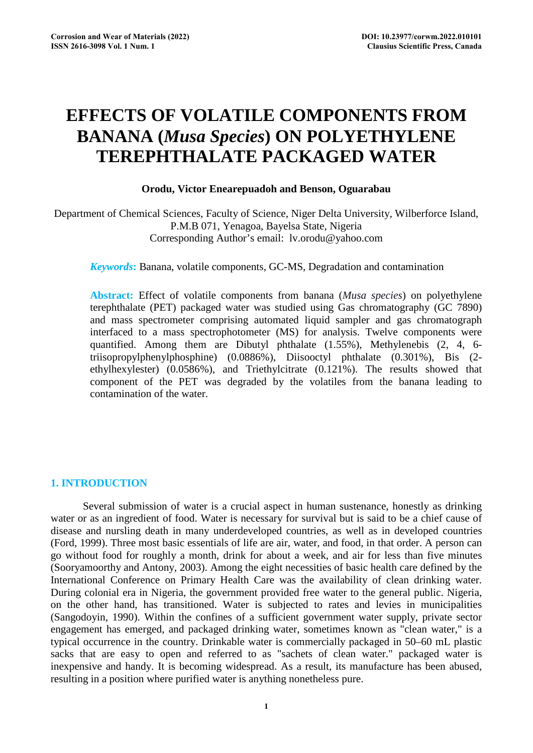# EFFECTS OF VOLATILE COMPONENTS FROM BANANA (*Musa Species*) ON POLYETHYLENE TEREPHTHALATE PACKAGED WATER

**Orodu, Victor Enearepuadoh and Benson, Oguarabau**

Department of Chemical Sciences, Faculty of Science, Niger Delta University, Wilberforce Island, P.M.B 071, Yenagoa, Bayelsa State, Nigeria
Corresponding Author's email: lv.orodu@yahoo.com

***Keywords*:** Banana, volatile components, GC-MS, Degradation and contamination

**Abstract:** Effect of volatile components from banana (*Musa species*) on polyethylene terephthalate (PET) packaged water was studied using Gas chromatography (GC 7890) and mass spectrometer comprising automated liquid sampler and gas chromatograph interfaced to a mass spectrophotometer (MS) for analysis. Twelve components were quantified. Among them are Dibutyl phthalate (1.55%), Methylenebis (2, 4, 6-triisopropylphenylphosphine) (0.0886%), Diisooctyl phthalate (0.301%), Bis (2-ethylhexylester) (0.0586%), and Triethylcitrate (0.121%). The results showed that component of the PET was degraded by the volatiles from the banana leading to contamination of the water.

## 1. INTRODUCTION

Several submission of water is a crucial aspect in human sustenance, honestly as drinking water or as an ingredient of food. Water is necessary for survival but is said to be a chief cause of disease and nursling death in many underdeveloped countries, as well as in developed countries (Ford, 1999). Three most basic essentials of life are air, water, and food, in that order. A person can go without food for roughly a month, drink for about a week, and air for less than five minutes (Sooryamoorthy and Antony, 2003). Among the eight necessities of basic health care defined by the International Conference on Primary Health Care was the availability of clean drinking water. During colonial era in Nigeria, the government provided free water to the general public. Nigeria, on the other hand, has transitioned. Water is subjected to rates and levies in municipalities (Sangodoyin, 1990). Within the confines of a sufficient government water supply, private sector engagement has emerged, and packaged drinking water, sometimes known as "clean water," is a typical occurrence in the country. Drinkable water is commercially packaged in 50–60 mL plastic sacks that are easy to open and referred to as "sachets of clean water." packaged water is inexpensive and handy. It is becoming widespread. As a result, its manufacture has been abused, resulting in a position where purified water is anything nonetheless pure.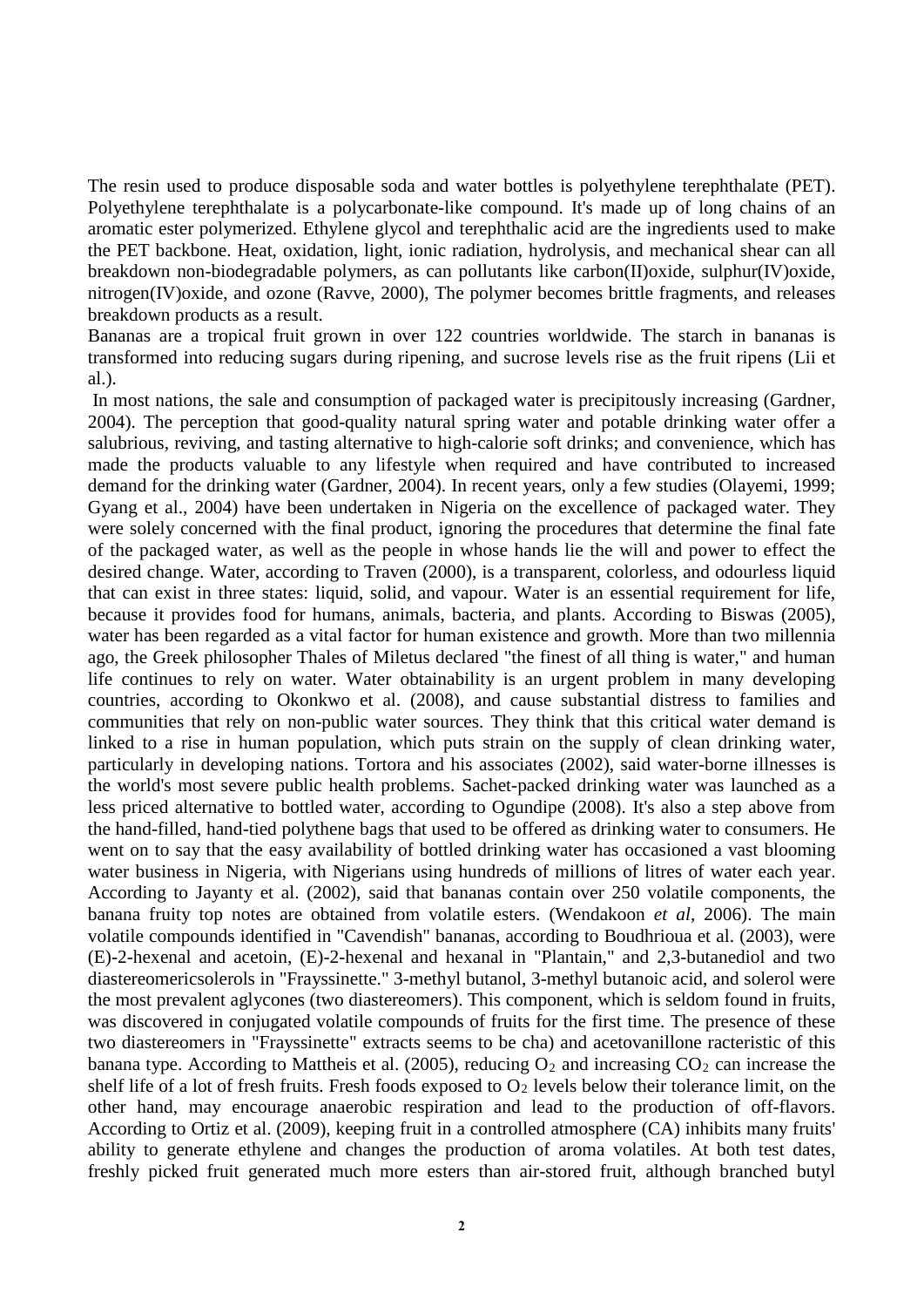The resin used to produce disposable soda and water bottles is polyethylene terephthalate (PET). Polyethylene terephthalate is a polycarbonate-like compound. It's made up of long chains of an aromatic ester polymerized. Ethylene glycol and terephthalic acid are the ingredients used to make the PET backbone. Heat, oxidation, light, ionic radiation, hydrolysis, and mechanical shear can all breakdown non-biodegradable polymers, as can pollutants like carbon(II)oxide, sulphur(IV)oxide, nitrogen(IV)oxide, and ozone (Ravve, 2000), The polymer becomes brittle fragments, and releases breakdown products as a result.

Bananas are a tropical fruit grown in over 122 countries worldwide. The starch in bananas is transformed into reducing sugars during ripening, and sucrose levels rise as the fruit ripens (Lii et al.).

In most nations, the sale and consumption of packaged water is precipitously increasing (Gardner, 2004). The perception that good-quality natural spring water and potable drinking water offer a salubrious, reviving, and tasting alternative to high-calorie soft drinks; and convenience, which has made the products valuable to any lifestyle when required and have contributed to increased demand for the drinking water (Gardner, 2004). In recent years, only a few studies (Olayemi, 1999; Gyang et al., 2004) have been undertaken in Nigeria on the excellence of packaged water. They were solely concerned with the final product, ignoring the procedures that determine the final fate of the packaged water, as well as the people in whose hands lie the will and power to effect the desired change. Water, according to Traven (2000), is a transparent, colorless, and odourless liquid that can exist in three states: liquid, solid, and vapour. Water is an essential requirement for life, because it provides food for humans, animals, bacteria, and plants. According to Biswas (2005), water has been regarded as a vital factor for human existence and growth. More than two millennia ago, the Greek philosopher Thales of Miletus declared "the finest of all thing is water," and human life continues to rely on water. Water obtainability is an urgent problem in many developing countries, according to Okonkwo et al. (2008), and cause substantial distress to families and communities that rely on non-public water sources. They think that this critical water demand is linked to a rise in human population, which puts strain on the supply of clean drinking water, particularly in developing nations. Tortora and his associates (2002), said water-borne illnesses is the world's most severe public health problems. Sachet-packed drinking water was launched as a less priced alternative to bottled water, according to Ogundipe (2008). It's also a step above from the hand-filled, hand-tied polythene bags that used to be offered as drinking water to consumers. He went on to say that the easy availability of bottled drinking water has occasioned a vast blooming water business in Nigeria, with Nigerians using hundreds of millions of litres of water each year. According to Jayanty et al. (2002), said that bananas contain over 250 volatile components, the banana fruity top notes are obtained from volatile esters. (Wendakoon *et al*, 2006). The main volatile compounds identified in "Cavendish" bananas, according to Boudhrioua et al. (2003), were (E)-2-hexenal and acetoin, (E)-2-hexenal and hexanal in "Plantain," and 2,3-butanediol and two diastereomericsolerols in "Frayssinette." 3-methyl butanol, 3-methyl butanoic acid, and solerol were the most prevalent aglycones (two diastereomers). This component, which is seldom found in fruits, was discovered in conjugated volatile compounds of fruits for the first time. The presence of these two diastereomers in "Frayssinette" extracts seems to be cha) and acetovanillone racteristic of this banana type. According to Mattheis et al. (2005), reducing $O_2$ and increasing $CO_2$ can increase the shelf life of a lot of fresh fruits. Fresh foods exposed to $O_2$ levels below their tolerance limit, on the other hand, may encourage anaerobic respiration and lead to the production of off-flavors. According to Ortiz et al. (2009), keeping fruit in a controlled atmosphere (CA) inhibits many fruits' ability to generate ethylene and changes the production of aroma volatiles. At both test dates, freshly picked fruit generated much more esters than air-stored fruit, although branched butyl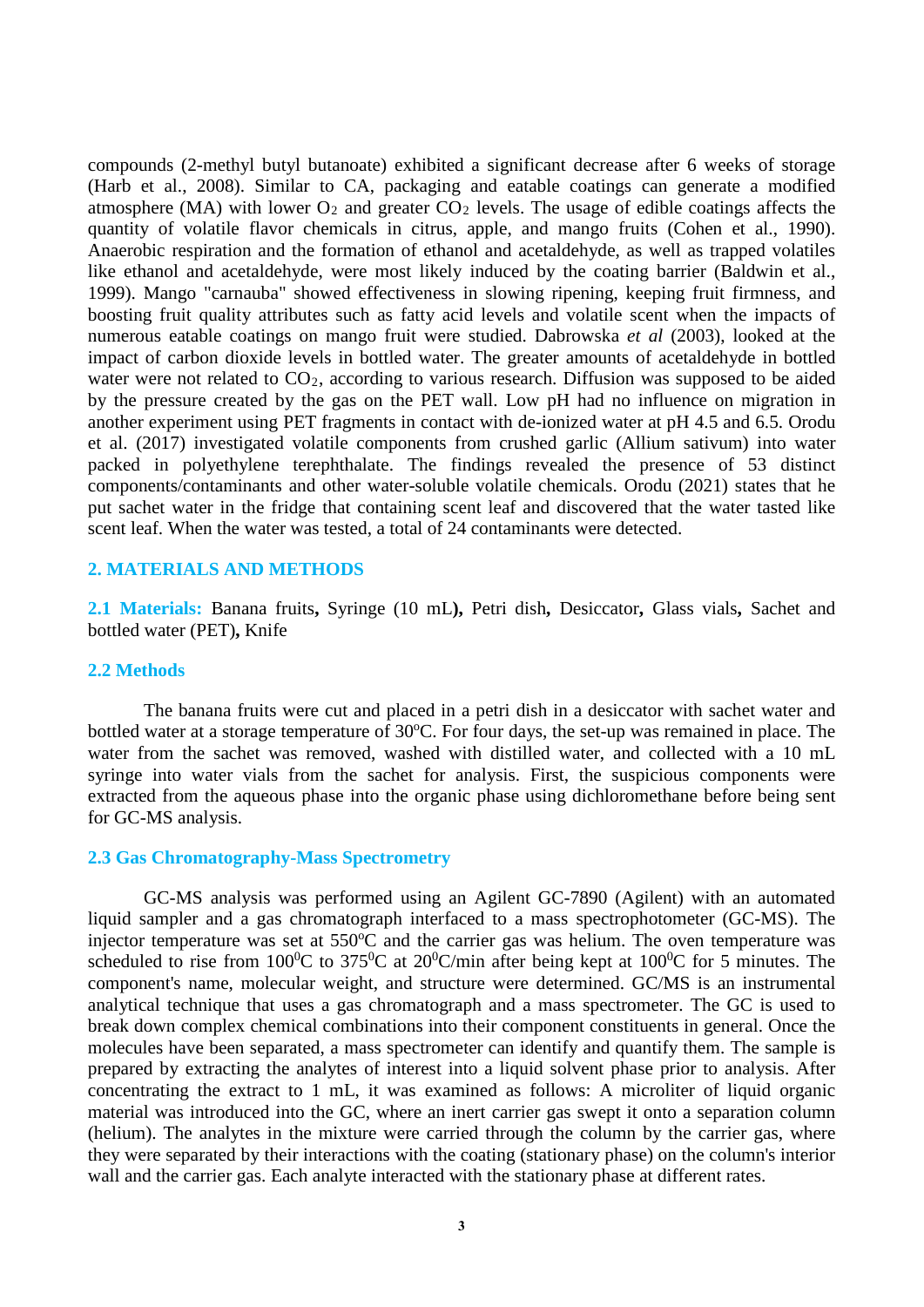compounds (2-methyl butyl butanoate) exhibited a significant decrease after 6 weeks of storage (Harb et al., 2008). Similar to CA, packaging and eatable coatings can generate a modified atmosphere (MA) with lower $O_2$ and greater $CO_2$ levels. The usage of edible coatings affects the quantity of volatile flavor chemicals in citrus, apple, and mango fruits (Cohen et al., 1990). Anaerobic respiration and the formation of ethanol and acetaldehyde, as well as trapped volatiles like ethanol and acetaldehyde, were most likely induced by the coating barrier (Baldwin et al., 1999). Mango "carnauba" showed effectiveness in slowing ripening, keeping fruit firmness, and boosting fruit quality attributes such as fatty acid levels and volatile scent when the impacts of numerous eatable coatings on mango fruit were studied. Dabrowska *et al* (2003), looked at the impact of carbon dioxide levels in bottled water. The greater amounts of acetaldehyde in bottled water were not related to $CO_2$, according to various research. Diffusion was supposed to be aided by the pressure created by the gas on the PET wall. Low pH had no influence on migration in another experiment using PET fragments in contact with de-ionized water at pH 4.5 and 6.5. Orodu et al. (2017) investigated volatile components from crushed garlic (Allium sativum) into water packed in polyethylene terephthalate. The findings revealed the presence of 53 distinct components/contaminants and other water-soluble volatile chemicals. Orodu (2021) states that he put sachet water in the fridge that containing scent leaf and discovered that the water tasted like scent leaf. When the water was tested, a total of 24 contaminants were detected.

## 2. MATERIALS AND METHODS

**2.1 Materials:** Banana fruits**,** Syringe (10 mL**),** Petri dish**,** Desiccator**,** Glass vials**,** Sachet and bottled water (PET)**,** Knife

### 2.2 Methods

The banana fruits were cut and placed in a petri dish in a desiccator with sachet water and bottled water at a storage temperature of 30$^{o}$C. For four days, the set-up was remained in place. The water from the sachet was removed, washed with distilled water, and collected with a 10 mL syringe into water vials from the sachet for analysis. First, the suspicious components were extracted from the aqueous phase into the organic phase using dichloromethane before being sent for GC-MS analysis.

### 2.3 Gas Chromatography-Mass Spectrometry

GC-MS analysis was performed using an Agilent GC-7890 (Agilent) with an automated liquid sampler and a gas chromatograph interfaced to a mass spectrophotometer (GC-MS). The injector temperature was set at 550$^{o}$C and the carrier gas was helium. The oven temperature was scheduled to rise from 100$^{0}$C to 375$^{0}$C at 20$^{0}$C/min after being kept at 100$^{0}$C for 5 minutes. The component's name, molecular weight, and structure were determined. GC/MS is an instrumental analytical technique that uses a gas chromatograph and a mass spectrometer. The GC is used to break down complex chemical combinations into their component constituents in general. Once the molecules have been separated, a mass spectrometer can identify and quantify them. The sample is prepared by extracting the analytes of interest into a liquid solvent phase prior to analysis. After concentrating the extract to 1 mL, it was examined as follows: A microliter of liquid organic material was introduced into the GC, where an inert carrier gas swept it onto a separation column (helium). The analytes in the mixture were carried through the column by the carrier gas, where they were separated by their interactions with the coating (stationary phase) on the column's interior wall and the carrier gas. Each analyte interacted with the stationary phase at different rates.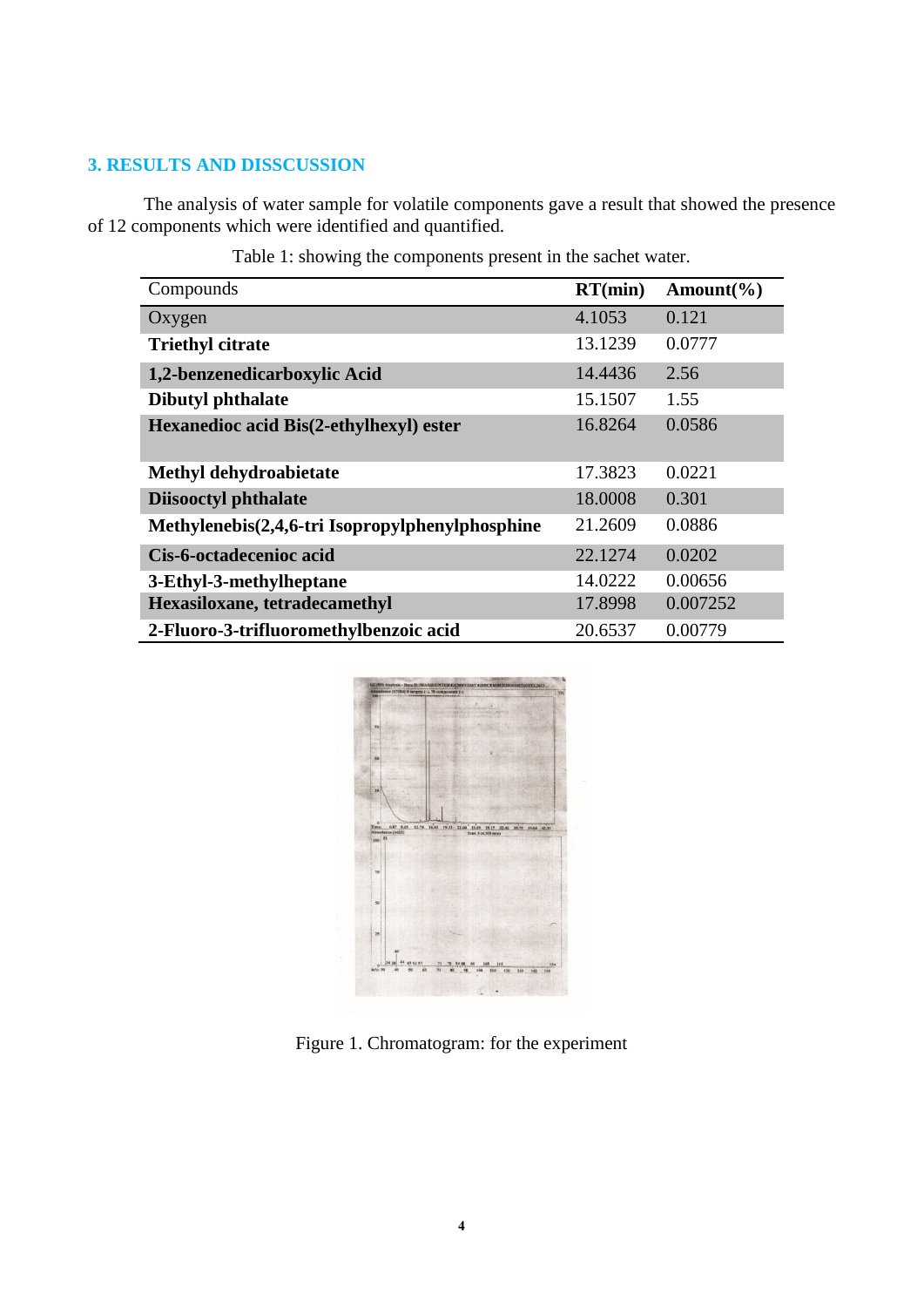## 3. RESULTS AND DISSCUSSION

The analysis of water sample for volatile components gave a result that showed the presence of 12 components which were identified and quantified.

Table 1: showing the components present in the sachet water.

| Compounds | RT(min) | Amount(%) |
|---|---|---|
| Oxygen | 4.1053 | 0.121 |
| **Triethyl citrate** | 13.1239 | 0.0777 |
| **1,2-benzenedicarboxylic Acid** | 14.4436 | 2.56 |
| **Dibutyl phthalate** | 15.1507 | 1.55 |
| **Hexanedioc acid Bis(2-ethylhexyl) ester** | 16.8264 | 0.0586 |
| **Methyl dehydroabietate** | 17.3823 | 0.0221 |
| **Diisooctyl phthalate** | 18.0008 | 0.301 |
| **Methylenebis(2,4,6-tri Isopropylphenylphosphine** | 21.2609 | 0.0886 |
| **Cis-6-octadecenioc acid** | 22.1274 | 0.0202 |
| **3-Ethyl-3-methylheptane** | 14.0222 | 0.00656 |
| **Hexasiloxane, tetradecamethyl** | 17.8998 | 0.007252 |
| **2-Fluoro-3-trifluoromethylbenzoic acid** | 20.6537 | 0.00779 |

Figure 1. Chromatogram: for the experiment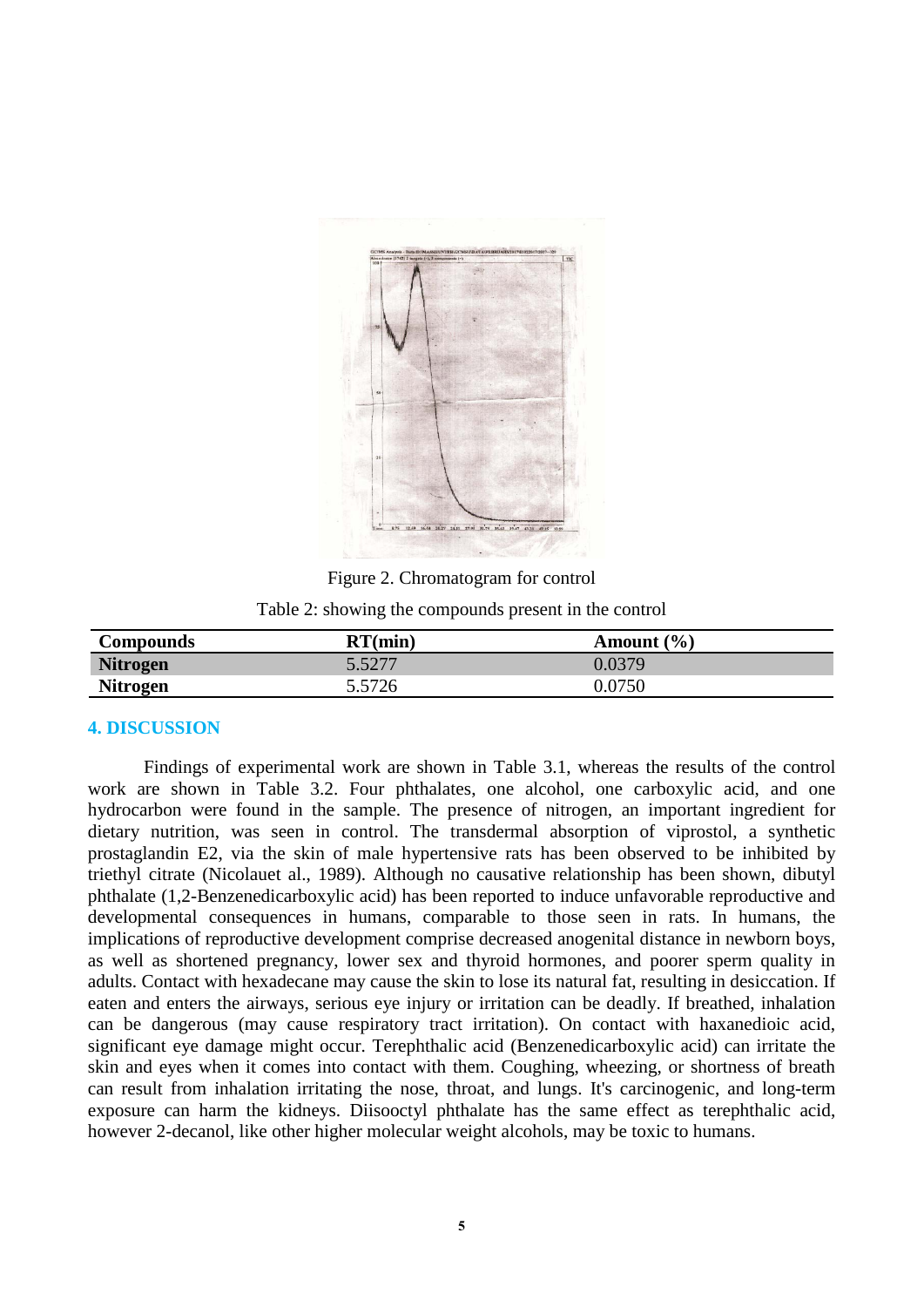Figure 2. Chromatogram for control

Table 2: showing the compounds present in the control

| Compounds | RT(min) | Amount (%) |
|---|---|---|
| **Nitrogen** | 5.5277 | 0.0379 |
| **Nitrogen** | 5.5726 | 0.0750 |

## 4. DISCUSSION

Findings of experimental work are shown in Table 3.1, whereas the results of the control work are shown in Table 3.2. Four phthalates, one alcohol, one carboxylic acid, and one hydrocarbon were found in the sample. The presence of nitrogen, an important ingredient for dietary nutrition, was seen in control. The transdermal absorption of viprostol, a synthetic prostaglandin E2, via the skin of male hypertensive rats has been observed to be inhibited by triethyl citrate (Nicolauet al., 1989). Although no causative relationship has been shown, dibutyl phthalate (1,2-Benzenedicarboxylic acid) has been reported to induce unfavorable reproductive and developmental consequences in humans, comparable to those seen in rats. In humans, the implications of reproductive development comprise decreased anogenital distance in newborn boys, as well as shortened pregnancy, lower sex and thyroid hormones, and poorer sperm quality in adults. Contact with hexadecane may cause the skin to lose its natural fat, resulting in desiccation. If eaten and enters the airways, serious eye injury or irritation can be deadly. If breathed, inhalation can be dangerous (may cause respiratory tract irritation). On contact with haxanedioic acid, significant eye damage might occur. Terephthalic acid (Benzenedicarboxylic acid) can irritate the skin and eyes when it comes into contact with them. Coughing, wheezing, or shortness of breath can result from inhalation irritating the nose, throat, and lungs. It's carcinogenic, and long-term exposure can harm the kidneys. Diisooctyl phthalate has the same effect as terephthalic acid, however 2-decanol, like other higher molecular weight alcohols, may be toxic to humans.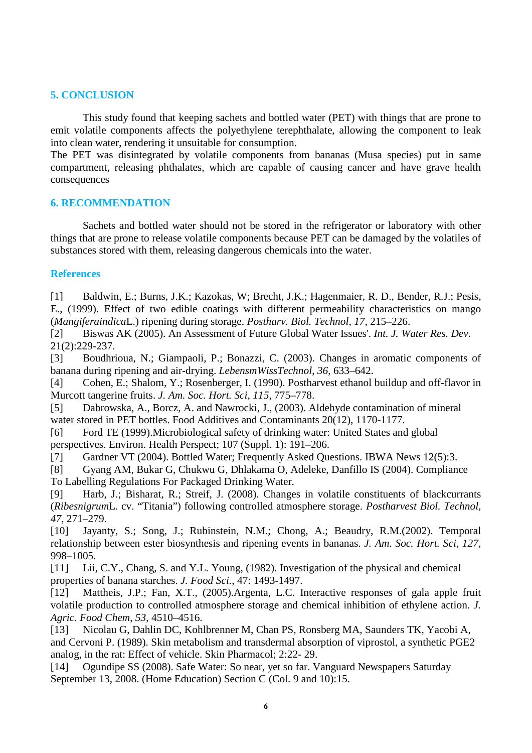## 5. CONCLUSION

This study found that keeping sachets and bottled water (PET) with things that are prone to emit volatile components affects the polyethylene terephthalate, allowing the component to leak into clean water, rendering it unsuitable for consumption.
The PET was disintegrated by volatile components from bananas (Musa species) put in same compartment, releasing phthalates, which are capable of causing cancer and have grave health consequences

## 6. RECOMMENDATION

Sachets and bottled water should not be stored in the refrigerator or laboratory with other things that are prone to release volatile components because PET can be damaged by the volatiles of substances stored with them, releasing dangerous chemicals into the water.

## References

[1] Baldwin, E.; Burns, J.K.; Kazokas, W; Brecht, J.K.; Hagenmaier, R. D., Bender, R.J.; Pesis, E., (1999). Effect of two edible coatings with different permeability characteristics on mango (*Mangiferaindica*L.) ripening during storage. *Postharv. Biol. Technol*, *17*, 215–226.
[2] Biswas AK (2005). An Assessment of Future Global Water Issues'. *Int. J. Water Res. Dev*. 21(2):229-237.
[3] Boudhrioua, N.; Giampaoli, P.; Bonazzi, C. (2003). Changes in aromatic components of banana during ripening and air-drying. *LebensmWissTechnol*, *36*, 633–642.
[4] Cohen, E.; Shalom, Y.; Rosenberger, I. (1990). Postharvest ethanol buildup and off-flavor in Murcott tangerine fruits. *J. Am. Soc. Hort. Sci*, *115*, 775–778.
[5] Dabrowska, A., Borcz, A. and Nawrocki, J., (2003). Aldehyde contamination of mineral water stored in PET bottles. Food Additives and Contaminants 20(12), 1170-1177.
[6] Ford TE (1999).Microbiological safety of drinking water: United States and global perspectives. Environ. Health Perspect; 107 (Suppl. 1): 191–206.
[7] Gardner VT (2004). Bottled Water; Frequently Asked Questions. IBWA News 12(5):3.
[8] Gyang AM, Bukar G, Chukwu G, Dhlakama O, Adeleke, Danfillo IS (2004). Compliance To Labelling Regulations For Packaged Drinking Water.
[9] Harb, J.; Bisharat, R.; Streif, J. (2008). Changes in volatile constituents of blackcurrants (*Ribesnigrum*L. cv. "Titania") following controlled atmosphere storage. *Postharvest Biol. Technol*, *47*, 271–279.
[10] Jayanty, S.; Song, J.; Rubinstein, N.M.; Chong, A.; Beaudry, R.M.(2002). Temporal relationship between ester biosynthesis and ripening events in bananas. *J. Am. Soc. Hort. Sci*, *127*, 998–1005.
[11] Lii, C.Y., Chang, S. and Y.L. Young, (1982). Investigation of the physical and chemical properties of banana starches. *J. Food Sci.*, 47: 1493-1497.
[12] Mattheis, J.P.; Fan, X.T., (2005).Argenta, L.C. Interactive responses of gala apple fruit volatile production to controlled atmosphere storage and chemical inhibition of ethylene action. *J. Agric. Food Chem*, *53*, 4510–4516.
[13] Nicolau G, Dahlin DC, Kohlbrenner M, Chan PS, Ronsberg MA, Saunders TK, Yacobi A, and Cervoni P. (1989). Skin metabolism and transdermal absorption of viprostol, a synthetic PGE2 analog, in the rat: Effect of vehicle. Skin Pharmacol; 2:22- 29.
[14] Ogundipe SS (2008). Safe Water: So near, yet so far. Vanguard Newspapers Saturday September 13, 2008. (Home Education) Section C (Col. 9 and 10):15.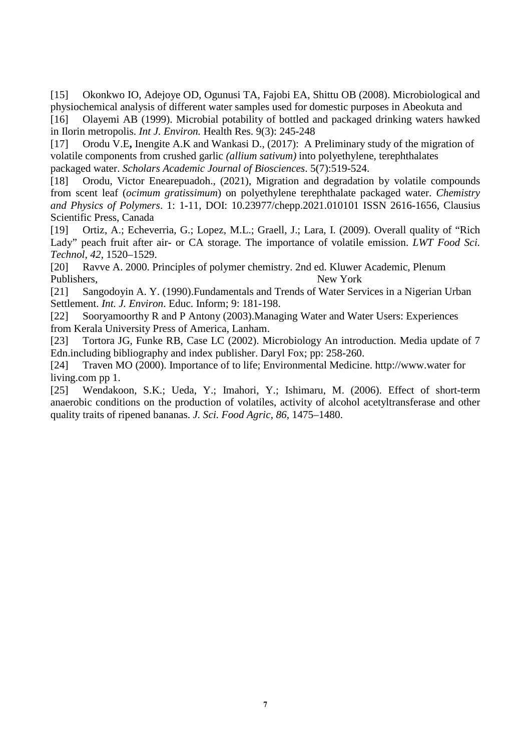[15] Okonkwo IO, Adejoye OD, Ogunusi TA, Fajobi EA, Shittu OB (2008). Microbiological and physiochemical analysis of different water samples used for domestic purposes in Abeokuta and

[16] Olayemi AB (1999). Microbial potability of bottled and packaged drinking waters hawked in Ilorin metropolis. *Int J. Environ.* Health Res. 9(3): 245-248

[17] Orodu V.E**,** Inengite A.K and Wankasi D., (2017): A Preliminary study of the migration of volatile components from crushed garlic *(allium sativum)* into polyethylene, terephthalates packaged water. *Scholars Academic Journal of Biosciences*. 5(7):519-524.

[18] Orodu, Victor Enearepuadoh., (2021), Migration and degradation by volatile compounds from scent leaf (*ocimum gratissimum*) on polyethylene terephthalate packaged water. *Chemistry and Physics of Polymers*. 1: 1-11, DOI: 10.23977/chepp.2021.010101 ISSN 2616-1656, Clausius Scientific Press, Canada

[19] Ortiz, A.; Echeverria, G.; Lopez, M.L.; Graell, J.; Lara, I. (2009). Overall quality of "Rich Lady" peach fruit after air- or CA storage. The importance of volatile emission. *LWT Food Sci. Technol*, *42*, 1520–1529.

[20] Ravve A. 2000. Principles of polymer chemistry. 2nd ed. Kluwer Academic, Plenum Publishers, New York

[21] Sangodoyin A. Y. (1990).Fundamentals and Trends of Water Services in a Nigerian Urban Settlement. *Int. J. Environ*. Educ. Inform; 9: 181-198.

[22] Sooryamoorthy R and P Antony (2003).Managing Water and Water Users: Experiences from Kerala University Press of America, Lanham.

[23] Tortora JG, Funke RB, Case LC (2002). Microbiology An introduction. Media update of 7 Edn.including bibliography and index publisher. Daryl Fox; pp: 258-260.

[24] Traven MO (2000). Importance of to life; Environmental Medicine. http://www.water for living.com pp 1.

[25] Wendakoon, S.K.; Ueda, Y.; Imahori, Y.; Ishimaru, M. (2006). Effect of short-term anaerobic conditions on the production of volatiles, activity of alcohol acetyltransferase and other quality traits of ripened bananas. *J. Sci. Food Agric*, *86*, 1475–1480.